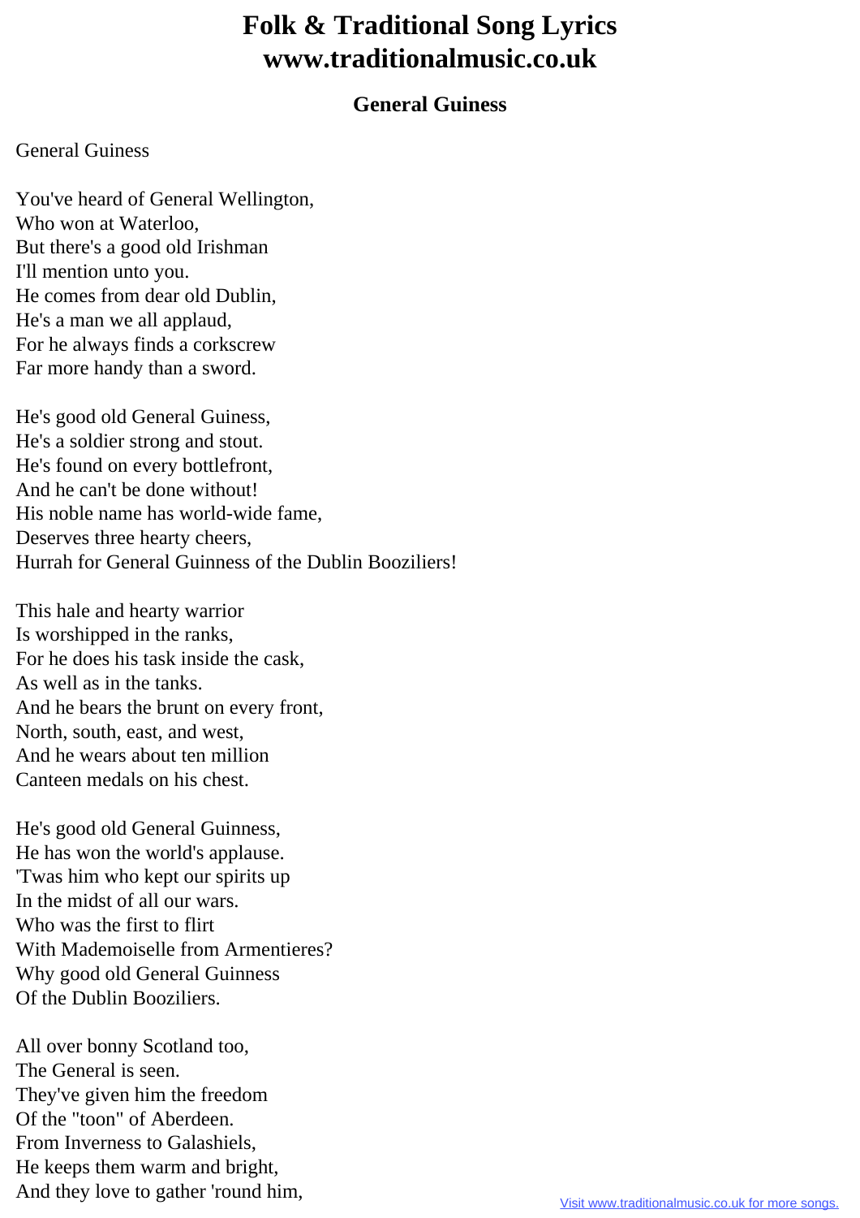# Folk & Traditional Song Lyrics
# www.traditionalmusic.co.uk

## General Guiness

General Guiness

You've heard of General Wellington,  
Who won at Waterloo,  
But there's a good old Irishman  
I'll mention unto you.  
He comes from dear old Dublin,  
He's a man we all applaud,  
For he always finds a corkscrew  
Far more handy than a sword.

He's good old General Guiness,  
He's a soldier strong and stout.  
He's found on every bottlefront,  
And he can't be done without!  
His noble name has world-wide fame,  
Deserves three hearty cheers,  
Hurrah for General Guinness of the Dublin Booziliers!

This hale and hearty warrior  
Is worshipped in the ranks,  
For he does his task inside the cask,  
As well as in the tanks.  
And he bears the brunt on every front,  
North, south, east, and west,  
And he wears about ten million  
Canteen medals on his chest.

He's good old General Guinness,  
He has won the world's applause.  
'Twas him who kept our spirits up  
In the midst of all our wars.  
Who was the first to flirt  
With Mademoiselle from Armentieres?  
Why good old General Guinness  
Of the Dublin Booziliers.

All over bonny Scotland too,  
The General is seen.  
They've given him the freedom  
Of the "toon" of Aberdeen.  
From Inverness to Galashiels,  
He keeps them warm and bright,  
And they love to gather 'round him,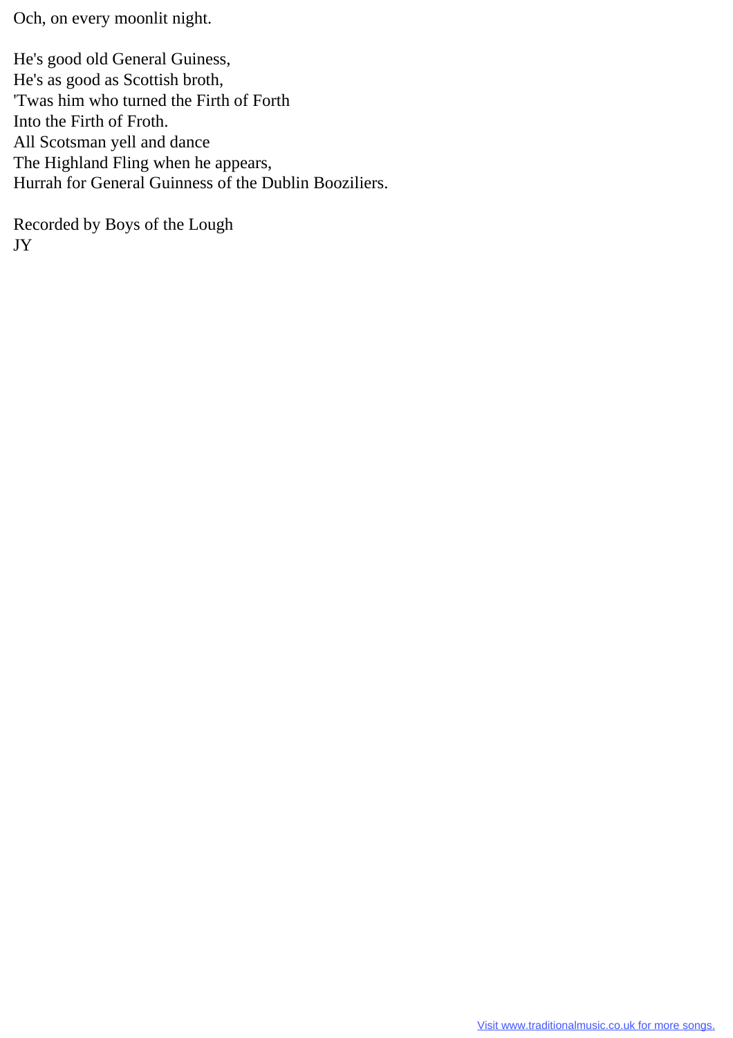Och, on every moonlit night.

He's good old General Guiness,
He's as good as Scottish broth,
'Twas him who turned the Firth of Forth
Into the Firth of Froth.
All Scotsman yell and dance
The Highland Fling when he appears,
Hurrah for General Guinness of the Dublin Booziliers.

Recorded by Boys of the Lough
JY